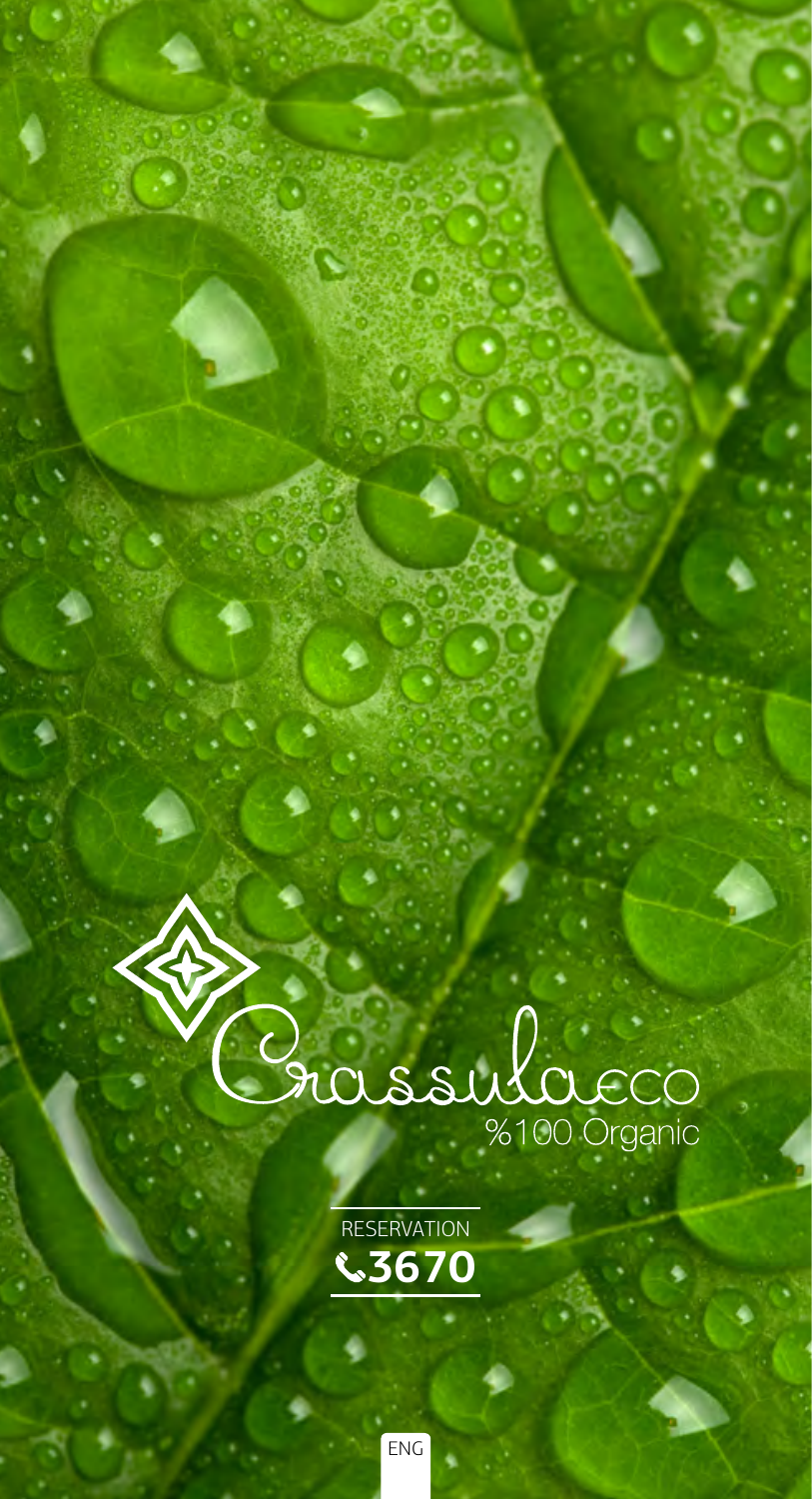# Crassulaeco

%100 Organic

RESERVATION

3670

ENG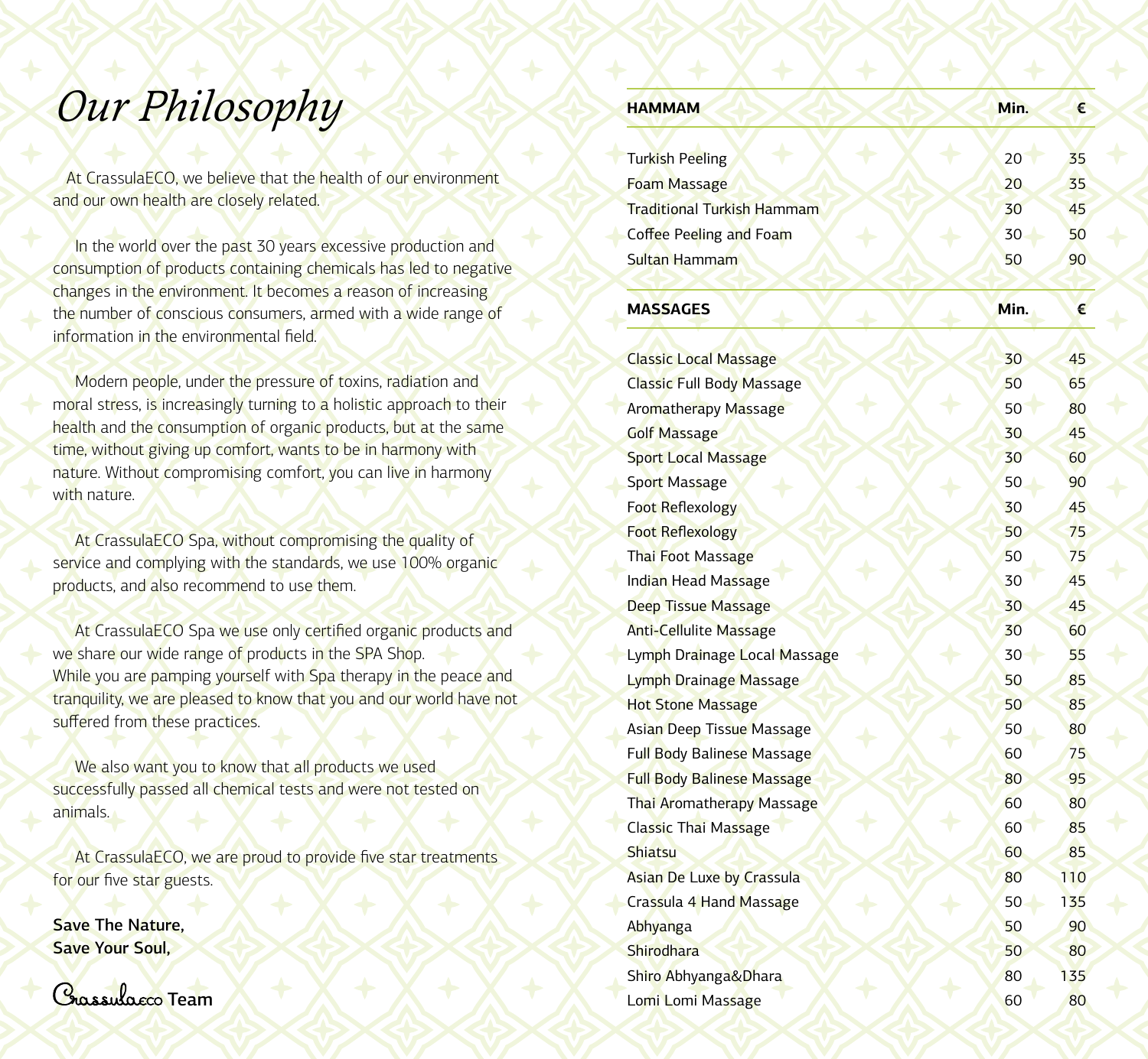# Our Philosophy

At CrassulaECO, we believe that the health of our environment and our own health are closely related.

In the world over the past 30 years excessive production and consumption of products containing chemicals has led to negative changes in the environment. It becomes a reason of increasing the number of conscious consumers, armed with a wide range of information in the environmental field.

Modern people, under the pressure of toxins, radiation and moral stress, is increasingly turning to a holistic approach to their health and the consumption of organic products, but at the same time, without giving up comfort, wants to be in harmony with nature. Without compromising comfort, you can live in harmony with nature.

At CrassulaECO Spa, without compromising the quality of service and complying with the standards, we use 100% organic products, and also recommend to use them.

At CrassulaECO Spa we use only certified organic products and we share our wide range of products in the SPA Shop.
While you are pampering yourself with Spa therapy in the peace and tranquility, we are pleased to know that you and our world have not suffered from these practices.

We also want you to know that all products we used successfully passed all chemical tests and were not tested on animals.

At CrassulaECO, we are proud to provide five star treatments for our five star guests.

**Save The Nature,**
**Save Your Soul,**

CrassulaEco **Team**

| HAMMAM | Min. | € |
|---|---|---|
| Turkish Peeling | 20 | 35 |
| Foam Massage | 20 | 35 |
| Traditional Turkish Hammam | 30 | 45 |
| Coffee Peeling and Foam | 30 | 50 |
| Sultan Hammam | 50 | 90 |

| MASSAGES | Min. | € |
|---|---|---|
| Classic Local Massage | 30 | 45 |
| Classic Full Body Massage | 50 | 65 |
| Aromatherapy Massage | 50 | 80 |
| Golf Massage | 30 | 45 |
| Sport Local Massage | 30 | 60 |
| Sport Massage | 50 | 90 |
| Foot Reflexology | 30 | 45 |
| Foot Reflexology | 50 | 75 |
| Thai Foot Massage | 50 | 75 |
| Indian Head Massage | 30 | 45 |
| Deep Tissue Massage | 30 | 45 |
| Anti-Cellulite Massage | 30 | 60 |
| Lymph Drainage Local Massage | 30 | 55 |
| Lymph Drainage Massage | 50 | 85 |
| Hot Stone Massage | 50 | 85 |
| Asian Deep Tissue Massage | 50 | 80 |
| Full Body Balinese Massage | 60 | 75 |
| Full Body Balinese Massage | 80 | 95 |
| Thai Aromatherapy Massage | 60 | 80 |
| Classic Thai Massage | 60 | 85 |
| Shiatsu | 60 | 85 |
| Asian De Luxe by Crassula | 80 | 110 |
| Crassula 4 Hand Massage | 50 | 135 |
| Abhyanga | 50 | 90 |
| Shirodhara | 50 | 80 |
| Shiro Abhyanga&Dhara | 80 | 135 |
| Lomi Lomi Massage | 60 | 80 |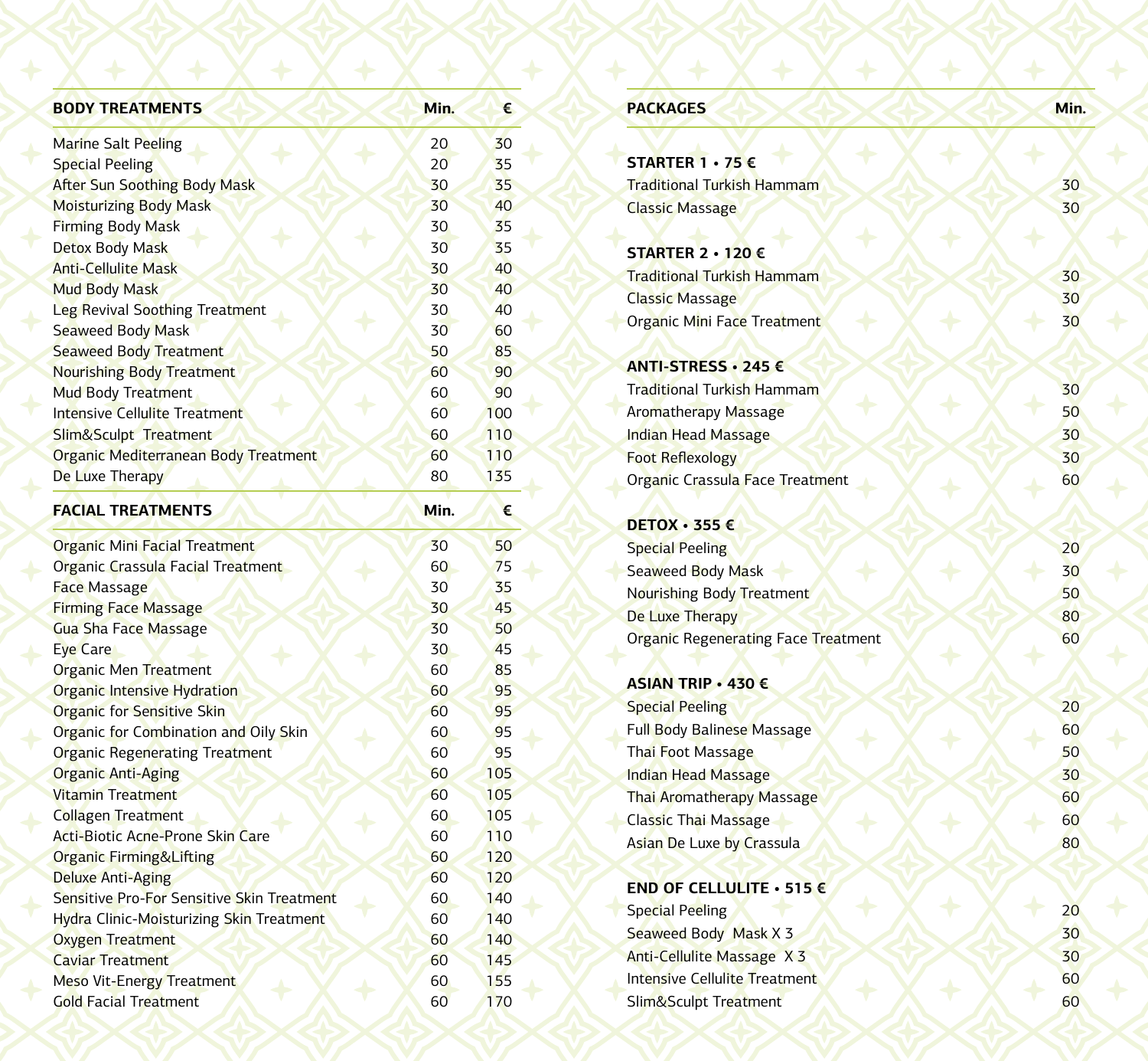| BODY TREATMENTS | Min. | € |
|---|---|---|
| Marine Salt Peeling | 20 | 30 |
| Special Peeling | 20 | 35 |
| After Sun Soothing Body Mask | 30 | 35 |
| Moisturizing Body Mask | 30 | 40 |
| Firming Body Mask | 30 | 35 |
| Detox Body Mask | 30 | 35 |
| Anti-Cellulite Mask | 30 | 40 |
| Mud Body Mask | 30 | 40 |
| Leg Revival Soothing Treatment | 30 | 40 |
| Seaweed Body Mask | 30 | 60 |
| Seaweed Body Treatment | 50 | 85 |
| Nourishing Body Treatment | 60 | 90 |
| Mud Body Treatment | 60 | 90 |
| Intensive Cellulite Treatment | 60 | 100 |
| Slim&Sculpt Treatment | 60 | 110 |
| Organic Mediterranean Body Treatment | 60 | 110 |
| De Luxe Therapy | 80 | 135 |

| FACIAL TREATMENTS | Min. | € |
|---|---|---|
| Organic Mini Facial Treatment | 30 | 50 |
| Organic Crassula Facial Treatment | 60 | 75 |
| Face Massage | 30 | 35 |
| Firming Face Massage | 30 | 45 |
| Gua Sha Face Massage | 30 | 50 |
| Eye Care | 30 | 45 |
| Organic Men Treatment | 60 | 85 |
| Organic Intensive Hydration | 60 | 95 |
| Organic for Sensitive Skin | 60 | 95 |
| Organic for Combination and Oily Skin | 60 | 95 |
| Organic Regenerating Treatment | 60 | 95 |
| Organic Anti-Aging | 60 | 105 |
| Vitamin Treatment | 60 | 105 |
| Collagen Treatment | 60 | 105 |
| Acti-Biotic Acne-Prone Skin Care | 60 | 110 |
| Organic Firming&Lifting | 60 | 120 |
| Deluxe Anti-Aging | 60 | 120 |
| Sensitive Pro-For Sensitive Skin Treatment | 60 | 140 |
| Hydra Clinic-Moisturizing Skin Treatment | 60 | 140 |
| Oxygen Treatment | 60 | 140 |
| Caviar Treatment | 60 | 145 |
| Meso Vit-Energy Treatment | 60 | 155 |
| Gold Facial Treatment | 60 | 170 |

| PACKAGES | Min. |
|---|---|
| **STARTER 1 • 75 €** | |
| Traditional Turkish Hammam | 30 |
| Classic Massage | 30 |
| **STARTER 2 • 120 €** | |
| Traditional Turkish Hammam | 30 |
| Classic Massage | 30 |
| Organic Mini Face Treatment | 30 |
| **ANTI-STRESS • 245 €** | |
| Traditional Turkish Hammam | 30 |
| Aromatherapy Massage | 50 |
| Indian Head Massage | 30 |
| Foot Reflexology | 30 |
| Organic Crassula Face Treatment | 60 |
| **DETOX • 355 €** | |
| Special Peeling | 20 |
| Seaweed Body Mask | 30 |
| Nourishing Body Treatment | 50 |
| De Luxe Therapy | 80 |
| Organic Regenerating Face Treatment | 60 |
| **ASIAN TRIP • 430 €** | |
| Special Peeling | 20 |
| Full Body Balinese Massage | 60 |
| Thai Foot Massage | 50 |
| Indian Head Massage | 30 |
| Thai Aromatherapy Massage | 60 |
| Classic Thai Massage | 60 |
| Asian De Luxe by Crassula | 80 |
| **END OF CELLULITE • 515 €** | |
| Special Peeling | 20 |
| Seaweed Body Mask X 3 | 30 |
| Anti-Cellulite Massage X 3 | 30 |
| Intensive Cellulite Treatment | 60 |
| Slim&Sculpt Treatment | 60 |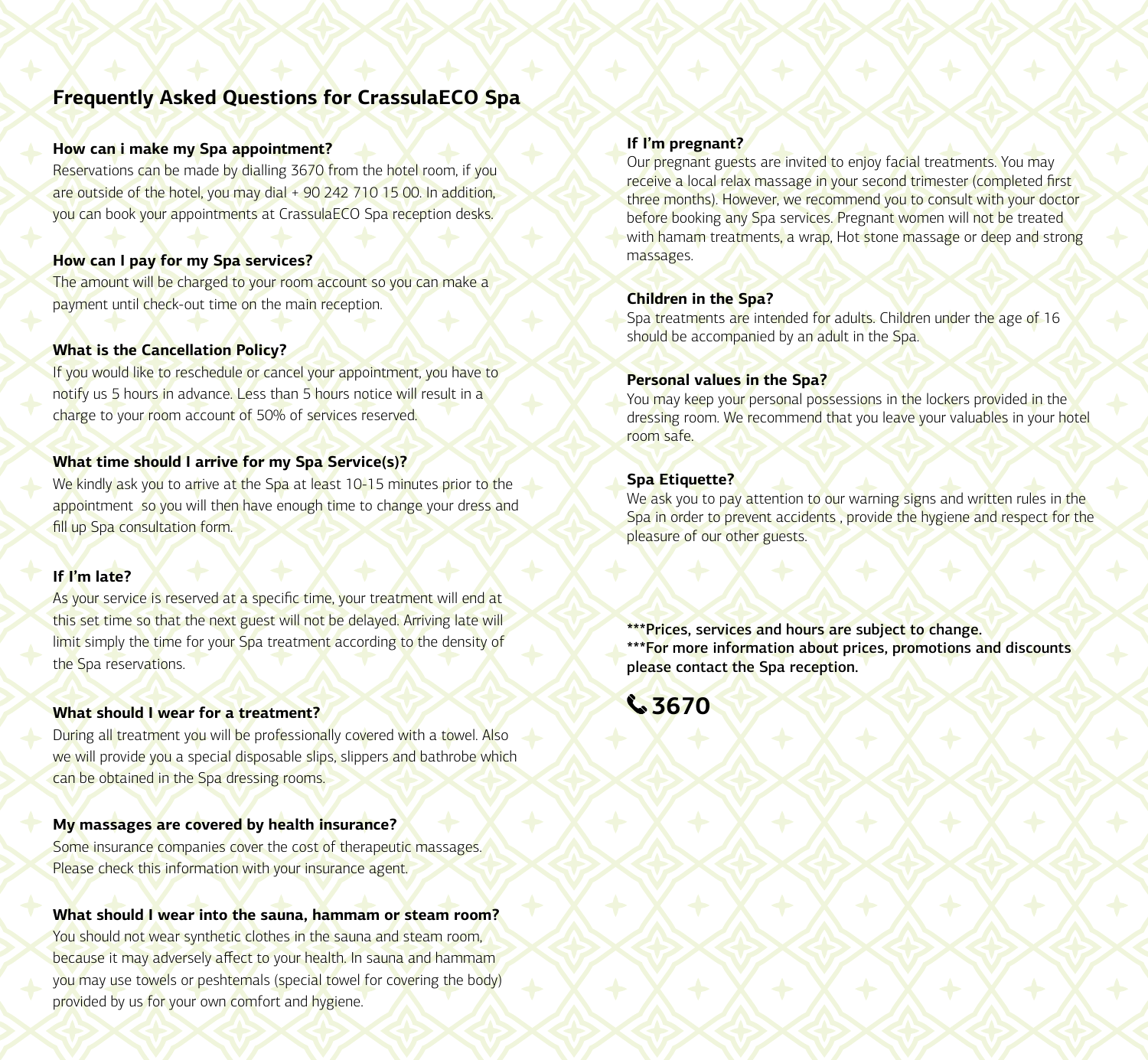# Frequently Asked Questions for CrassulaECO Spa

### How can i make my Spa appointment?

Reservations can be made by dialling 3670 from the hotel room, if you are outside of the hotel, you may dial + 90 242 710 15 00. In addition, you can book your appointments at CrassulaECO Spa reception desks.

### How can I pay for my Spa services?

The amount will be charged to your room account so you can make a payment until check-out time on the main reception.

### What is the Cancellation Policy?

If you would like to reschedule or cancel your appointment, you have to notify us 5 hours in advance. Less than 5 hours notice will result in a charge to your room account of 50% of services reserved.

### What time should I arrive for my Spa Service(s)?

We kindly ask you to arrive at the Spa at least 10-15 minutes prior to the appointment  so you will then have enough time to change your dress and fill up Spa consultation form.

### If I'm late?

As your service is reserved at a specific time, your treatment will end at this set time so that the next guest will not be delayed. Arriving late will limit simply the time for your Spa treatment according to the density of the Spa reservations.

### What should I wear for a treatment?

During all treatment you will be professionally covered with a towel. Also we will provide you a special disposable slips, slippers and bathrobe which can be obtained in the Spa dressing rooms.

### My massages are covered by health insurance?

Some insurance companies cover the cost of therapeutic massages. Please check this information with your insurance agent.

### What should I wear into the sauna, hammam or steam room?

You should not wear synthetic clothes in the sauna and steam room, because it may adversely affect to your health. In sauna and hammam you may use towels or peshtemals (special towel for covering the body) provided by us for your own comfort and hygiene.

### If I'm pregnant?

Our pregnant guests are invited to enjoy facial treatments. You may receive a local relax massage in your second trimester (completed first three months). However, we recommend you to consult with your doctor before booking any Spa services. Pregnant women will not be treated with hamam treatments, a wrap, Hot stone massage or deep and strong massages.

### Children in the Spa?

Spa treatments are intended for adults. Children under the age of 16 should be accompanied by an adult in the Spa.

### Personal values in the Spa?

You may keep your personal possessions in the lockers provided in the dressing room. We recommend that you leave your valuables in your hotel room safe.

### Spa Etiquette?

We ask you to pay attention to our warning signs and written rules in the Spa in order to prevent accidents , provide the hygiene and respect for the pleasure of our other guests.

**\*\*\*Prices, services and hours are subject to change.**
**\*\*\*For more information about prices, promotions and discounts please contact the Spa reception.**

**3670**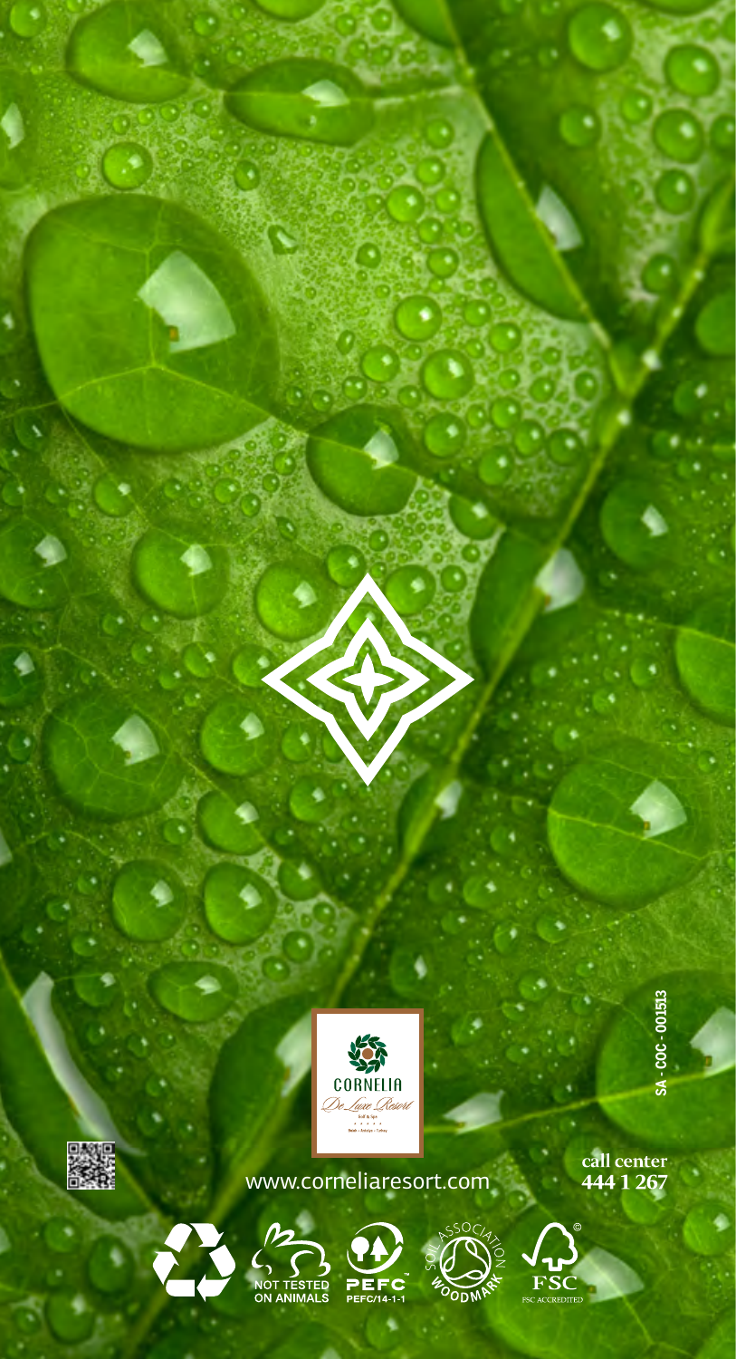CORNELIA

De Luxe Resort

Golf & Spa

Belek - Antalya - Turkey

www.corneliaresort.com

call center
444 1 267

SA - COC - 001513

NOT TESTED ON ANIMALS

PEFC
PEFC/14-1-1

SOIL ASSOCIATION WOODMARK

FSC
FSC ACCREDITED